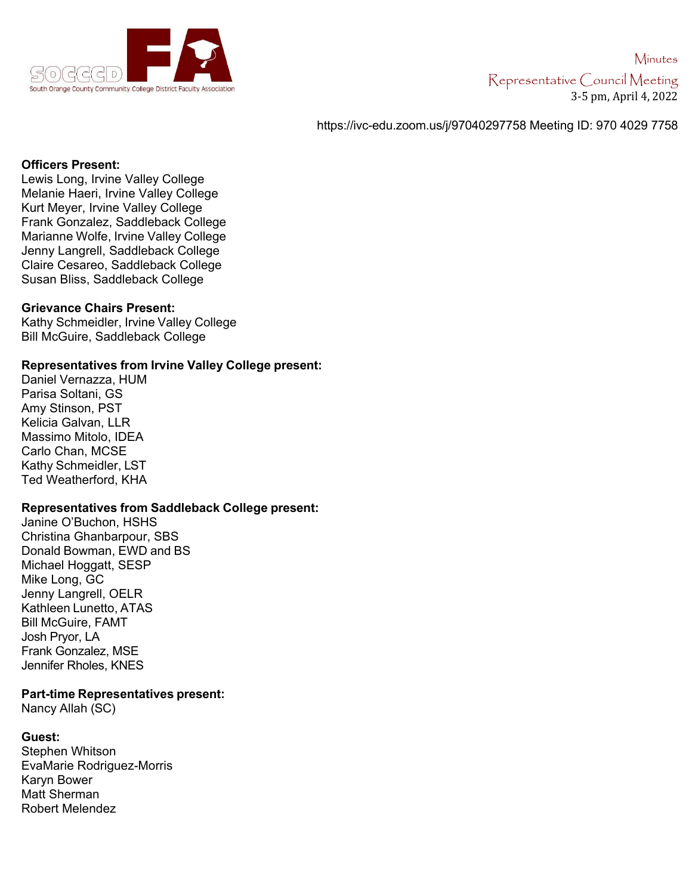SOCCCD FA
South Orange County Community College District Faculty Association

Minutes

Representative Council Meeting

3-5 pm, April 4, 2022

https://ivc-edu.zoom.us/j/97040297758 Meeting ID: 970 4029 7758

**Officers Present:**
Lewis Long, Irvine Valley College
Melanie Haeri, Irvine Valley College
Kurt Meyer, Irvine Valley College
Frank Gonzalez, Saddleback College
Marianne Wolfe, Irvine Valley College
Jenny Langrell, Saddleback College
Claire Cesareo, Saddleback College
Susan Bliss, Saddleback College

**Grievance Chairs Present:**
Kathy Schmeidler, Irvine Valley College
Bill McGuire, Saddleback College

**Representatives from Irvine Valley College present:**
Daniel Vernazza, HUM
Parisa Soltani, GS
Amy Stinson, PST
Kelicia Galvan, LLR
Massimo Mitolo, IDEA
Carlo Chan, MCSE
Kathy Schmeidler, LST
Ted Weatherford, KHA

**Representatives from Saddleback College present:**
Janine O'Buchon, HSHS
Christina Ghanbarpour, SBS
Donald Bowman, EWD and BS
Michael Hoggatt, SESP
Mike Long, GC
Jenny Langrell, OELR
Kathleen Lunetto, ATAS
Bill McGuire, FAMT
Josh Pryor, LA
Frank Gonzalez, MSE
Jennifer Rholes, KNES

**Part-time Representatives present:**
Nancy Allah (SC)

**Guest:**
Stephen Whitson
EvaMarie Rodriguez-Morris
Karyn Bower
Matt Sherman
Robert Melendez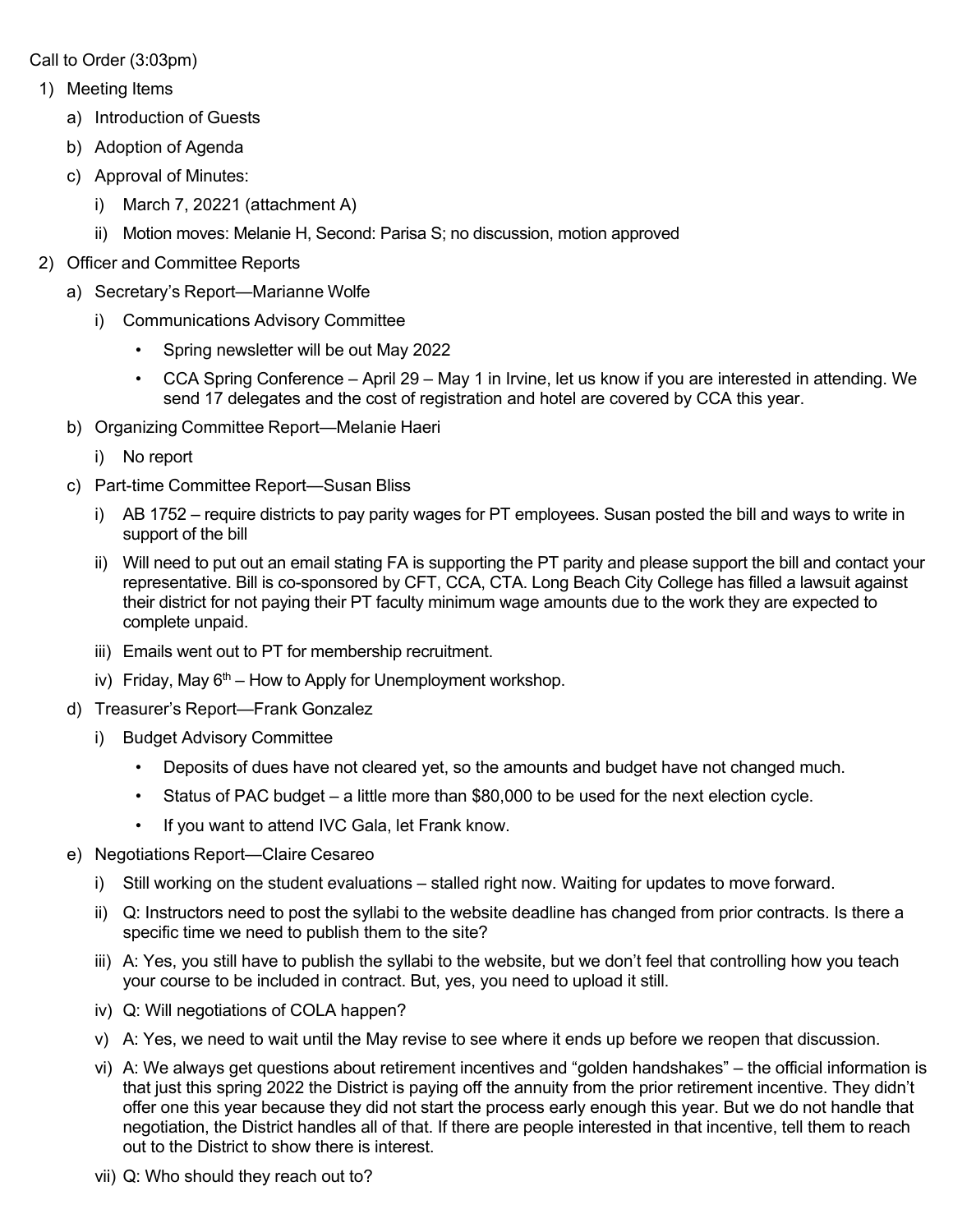Call to Order (3:03pm)

1) Meeting Items
   a) Introduction of Guests
   b) Adoption of Agenda
   c) Approval of Minutes:
      i) March 7, 20221 (attachment A)
      ii) Motion moves: Melanie H, Second: Parisa S; no discussion, motion approved
2) Officer and Committee Reports
   a) Secretary's Report—Marianne Wolfe
      i) Communications Advisory Committee
         - Spring newsletter will be out May 2022
         - CCA Spring Conference – April 29 – May 1 in Irvine, let us know if you are interested in attending. We send 17 delegates and the cost of registration and hotel are covered by CCA this year.
   b) Organizing Committee Report—Melanie Haeri
      i) No report
   c) Part-time Committee Report—Susan Bliss
      i) AB 1752 – require districts to pay parity wages for PT employees. Susan posted the bill and ways to write in support of the bill
      ii) Will need to put out an email stating FA is supporting the PT parity and please support the bill and contact your representative. Bill is co-sponsored by CFT, CCA, CTA. Long Beach City College has filled a lawsuit against their district for not paying their PT faculty minimum wage amounts due to the work they are expected to complete unpaid.
      iii) Emails went out to PT for membership recruitment.
      iv) Friday, May 6th – How to Apply for Unemployment workshop.
   d) Treasurer's Report—Frank Gonzalez
      i) Budget Advisory Committee
         - Deposits of dues have not cleared yet, so the amounts and budget have not changed much.
         - Status of PAC budget – a little more than $80,000 to be used for the next election cycle.
         - If you want to attend IVC Gala, let Frank know.
   e) Negotiations Report—Claire Cesareo
      i) Still working on the student evaluations – stalled right now. Waiting for updates to move forward.
      ii) Q: Instructors need to post the syllabi to the website deadline has changed from prior contracts. Is there a specific time we need to publish them to the site?
      iii) A: Yes, you still have to publish the syllabi to the website, but we don't feel that controlling how you teach your course to be included in contract. But, yes, you need to upload it still.
      iv) Q: Will negotiations of COLA happen?
      v) A: Yes, we need to wait until the May revise to see where it ends up before we reopen that discussion.
      vi) A: We always get questions about retirement incentives and "golden handshakes" – the official information is that just this spring 2022 the District is paying off the annuity from the prior retirement incentive. They didn't offer one this year because they did not start the process early enough this year. But we do not handle that negotiation, the District handles all of that. If there are people interested in that incentive, tell them to reach out to the District to show there is interest.
      vii) Q: Who should they reach out to?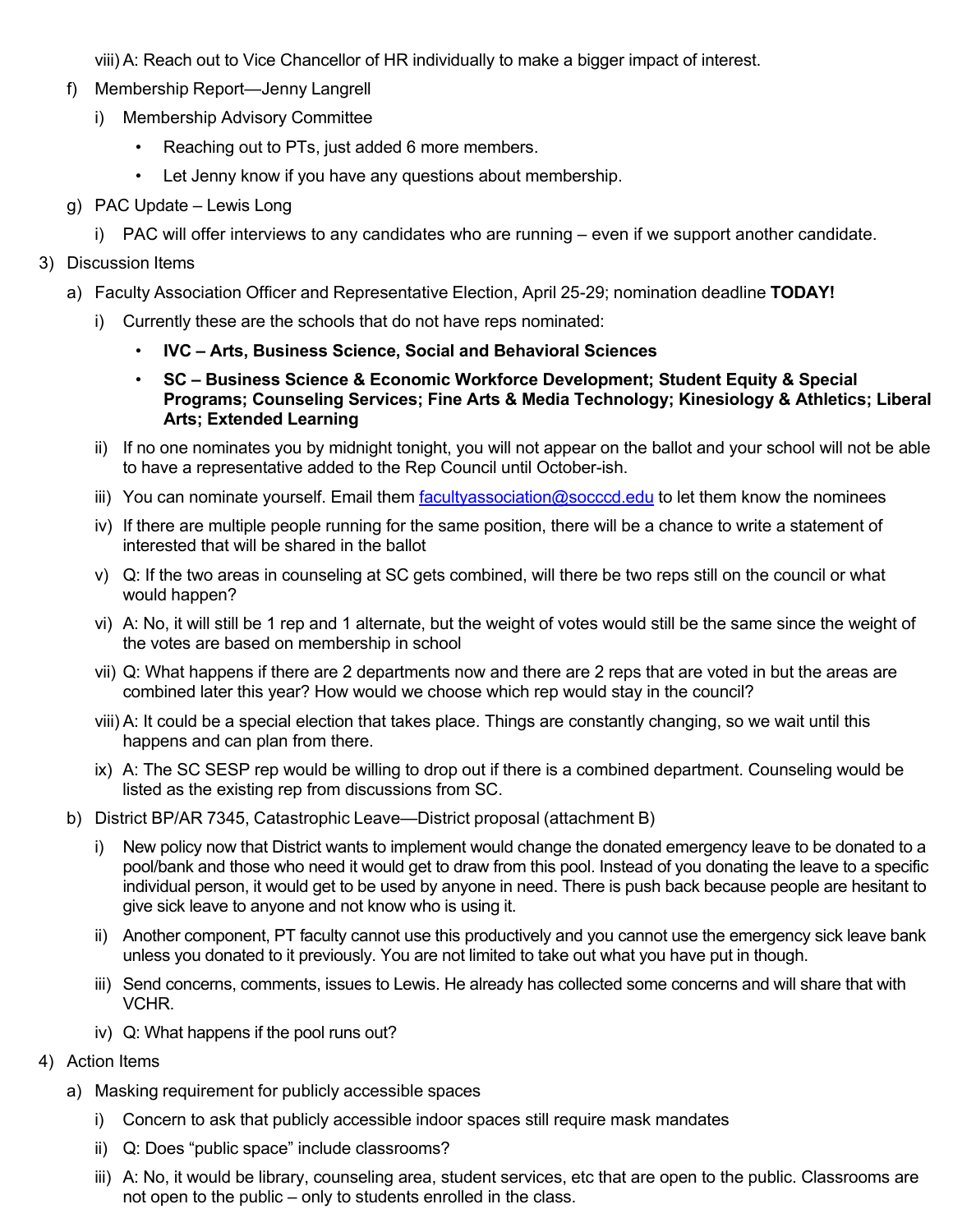viii) A: Reach out to Vice Chancellor of HR individually to make a bigger impact of interest.

f) Membership Report—Jenny Langrell

i) Membership Advisory Committee

- Reaching out to PTs, just added 6 more members.
- Let Jenny know if you have any questions about membership.

g) PAC Update – Lewis Long

i) PAC will offer interviews to any candidates who are running – even if we support another candidate.

3) Discussion Items

a) Faculty Association Officer and Representative Election, April 25-29; nomination deadline **TODAY!**

i) Currently these are the schools that do not have reps nominated:

- **IVC – Arts, Business Science, Social and Behavioral Sciences**
- **SC – Business Science & Economic Workforce Development; Student Equity & Special Programs; Counseling Services; Fine Arts & Media Technology; Kinesiology & Athletics; Liberal Arts; Extended Learning**

ii) If no one nominates you by midnight tonight, you will not appear on the ballot and your school will not be able to have a representative added to the Rep Council until October-ish.

iii) You can nominate yourself. Email them facultyassociation@socccd.edu to let them know the nominees

iv) If there are multiple people running for the same position, there will be a chance to write a statement of interested that will be shared in the ballot

v) Q: If the two areas in counseling at SC gets combined, will there be two reps still on the council or what would happen?

vi) A: No, it will still be 1 rep and 1 alternate, but the weight of votes would still be the same since the weight of the votes are based on membership in school

vii) Q: What happens if there are 2 departments now and there are 2 reps that are voted in but the areas are combined later this year? How would we choose which rep would stay in the council?

viii) A: It could be a special election that takes place. Things are constantly changing, so we wait until this happens and can plan from there.

ix) A: The SC SESP rep would be willing to drop out if there is a combined department. Counseling would be listed as the existing rep from discussions from SC.

b) District BP/AR 7345, Catastrophic Leave—District proposal (attachment B)

i) New policy now that District wants to implement would change the donated emergency leave to be donated to a pool/bank and those who need it would get to draw from this pool. Instead of you donating the leave to a specific individual person, it would get to be used by anyone in need. There is push back because people are hesitant to give sick leave to anyone and not know who is using it.

ii) Another component, PT faculty cannot use this productively and you cannot use the emergency sick leave bank unless you donated to it previously. You are not limited to take out what you have put in though.

iii) Send concerns, comments, issues to Lewis. He already has collected some concerns and will share that with VCHR.

iv) Q: What happens if the pool runs out?

4) Action Items

a) Masking requirement for publicly accessible spaces

i) Concern to ask that publicly accessible indoor spaces still require mask mandates

ii) Q: Does "public space" include classrooms?

iii) A: No, it would be library, counseling area, student services, etc that are open to the public. Classrooms are not open to the public – only to students enrolled in the class.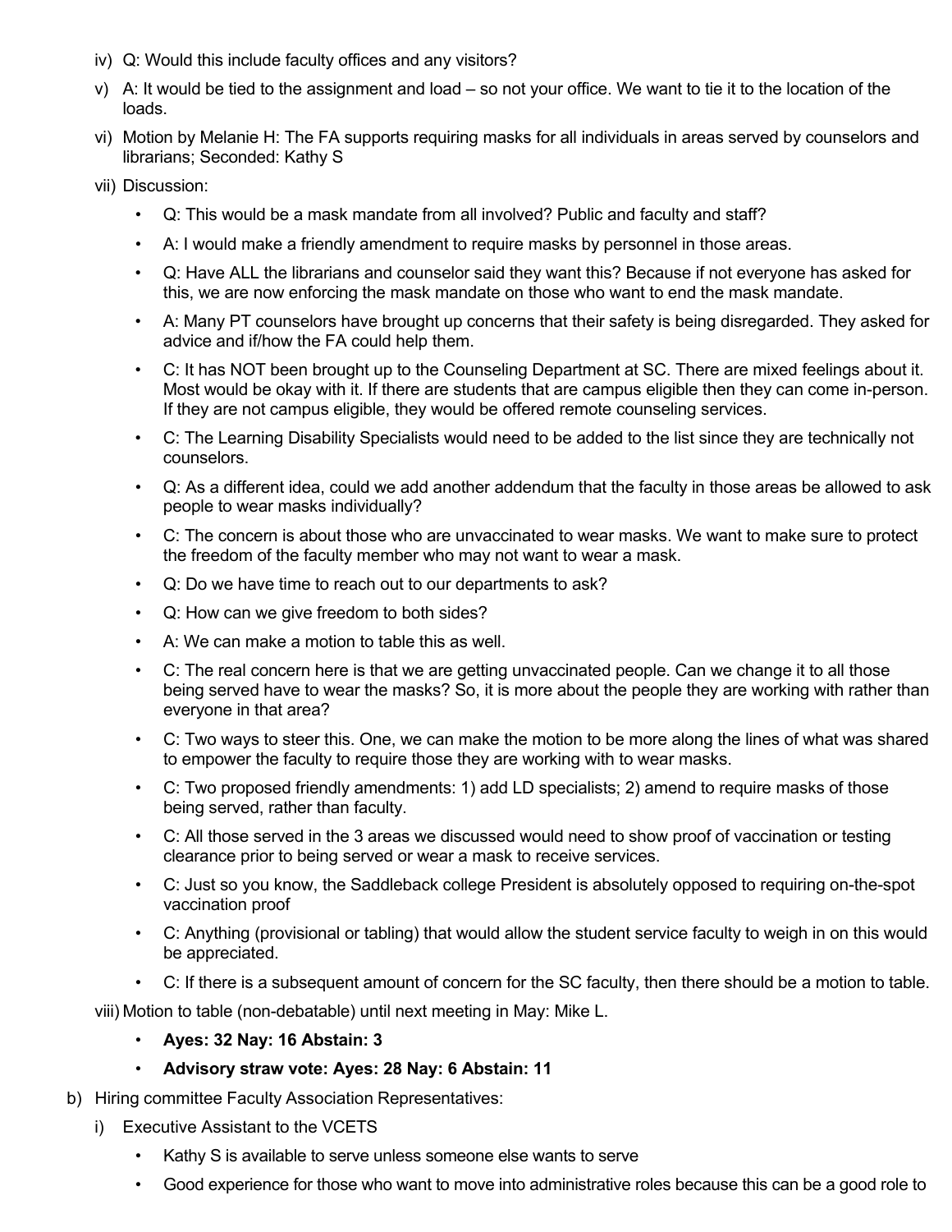- iv) Q: Would this include faculty offices and any visitors?
- v) A: It would be tied to the assignment and load – so not your office. We want to tie it to the location of the loads.
- vi) Motion by Melanie H: The FA supports requiring masks for all individuals in areas served by counselors and librarians; Seconded: Kathy S
- vii) Discussion:
  - Q: This would be a mask mandate from all involved? Public and faculty and staff?
  - A: I would make a friendly amendment to require masks by personnel in those areas.
  - Q: Have ALL the librarians and counselor said they want this? Because if not everyone has asked for this, we are now enforcing the mask mandate on those who want to end the mask mandate.
  - A: Many PT counselors have brought up concerns that their safety is being disregarded. They asked for advice and if/how the FA could help them.
  - C: It has NOT been brought up to the Counseling Department at SC. There are mixed feelings about it. Most would be okay with it. If there are students that are campus eligible then they can come in-person. If they are not campus eligible, they would be offered remote counseling services.
  - C: The Learning Disability Specialists would need to be added to the list since they are technically not counselors.
  - Q: As a different idea, could we add another addendum that the faculty in those areas be allowed to ask people to wear masks individually?
  - C: The concern is about those who are unvaccinated to wear masks. We want to make sure to protect the freedom of the faculty member who may not want to wear a mask.
  - Q: Do we have time to reach out to our departments to ask?
  - Q: How can we give freedom to both sides?
  - A: We can make a motion to table this as well.
  - C: The real concern here is that we are getting unvaccinated people. Can we change it to all those being served have to wear the masks? So, it is more about the people they are working with rather than everyone in that area?
  - C: Two ways to steer this. One, we can make the motion to be more along the lines of what was shared to empower the faculty to require those they are working with to wear masks.
  - C: Two proposed friendly amendments: 1) add LD specialists; 2) amend to require masks of those being served, rather than faculty.
  - C: All those served in the 3 areas we discussed would need to show proof of vaccination or testing clearance prior to being served or wear a mask to receive services.
  - C: Just so you know, the Saddleback college President is absolutely opposed to requiring on-the-spot vaccination proof
  - C: Anything (provisional or tabling) that would allow the student service faculty to weigh in on this would be appreciated.
  - C: If there is a subsequent amount of concern for the SC faculty, then there should be a motion to table.
- viii) Motion to table (non-debatable) until next meeting in May: Mike L.
  - **Ayes: 32 Nay: 16 Abstain: 3**
  - **Advisory straw vote: Ayes: 28 Nay: 6 Abstain: 11**

b) Hiring committee Faculty Association Representatives:

- i) Executive Assistant to the VCETS
  - Kathy S is available to serve unless someone else wants to serve
  - Good experience for those who want to move into administrative roles because this can be a good role to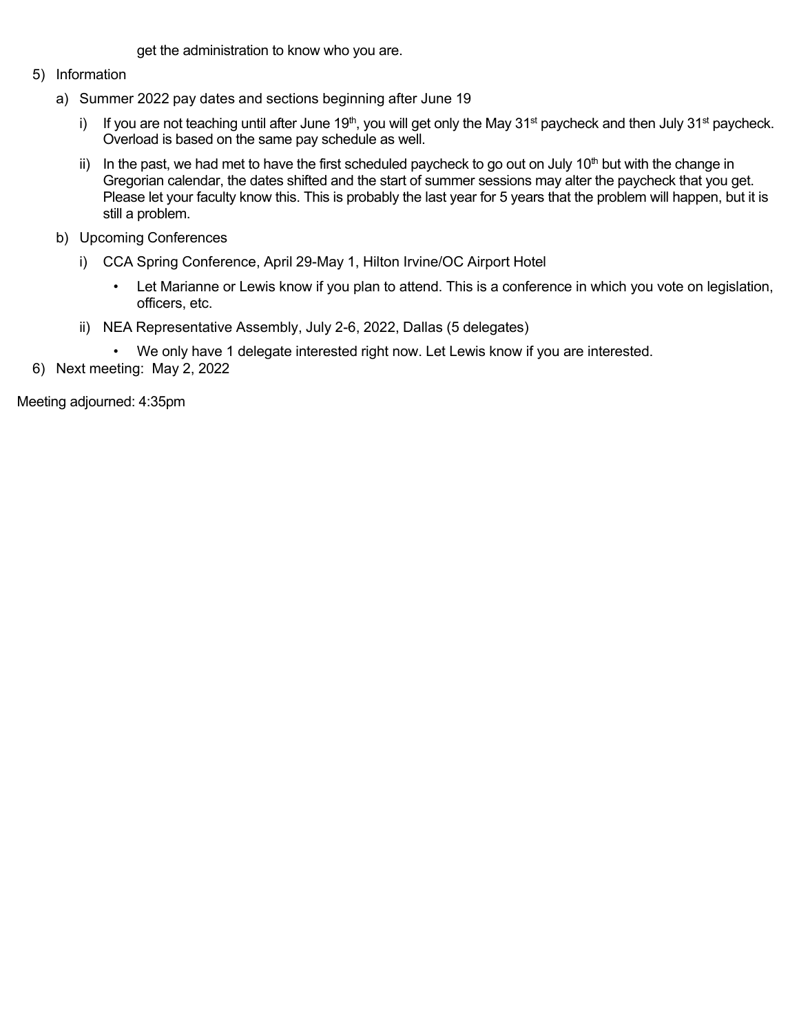get the administration to know who you are.

5) Information
   a) Summer 2022 pay dates and sections beginning after June 19
      i) If you are not teaching until after June 19th, you will get only the May 31st paycheck and then July 31st paycheck. Overload is based on the same pay schedule as well.
      ii) In the past, we had met to have the first scheduled paycheck to go out on July 10th but with the change in Gregorian calendar, the dates shifted and the start of summer sessions may alter the paycheck that you get. Please let your faculty know this. This is probably the last year for 5 years that the problem will happen, but it is still a problem.
   b) Upcoming Conferences
      i) CCA Spring Conference, April 29-May 1, Hilton Irvine/OC Airport Hotel
         - Let Marianne or Lewis know if you plan to attend. This is a conference in which you vote on legislation, officers, etc.
      ii) NEA Representative Assembly, July 2-6, 2022, Dallas (5 delegates)
         - We only have 1 delegate interested right now. Let Lewis know if you are interested.
6) Next meeting: May 2, 2022

Meeting adjourned: 4:35pm